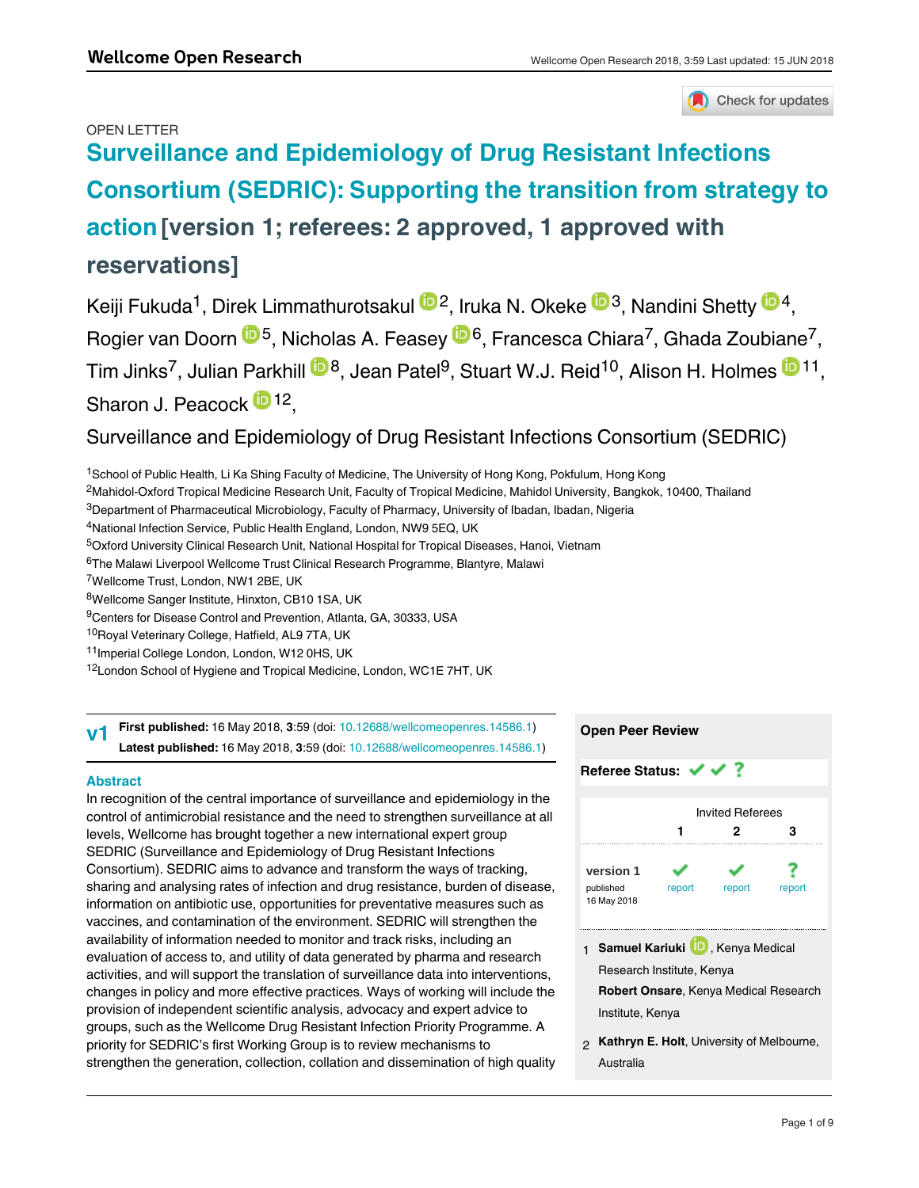OPEN LETTER

# Surveillance and Epidemiology of Drug Resistant Infections Consortium (SEDRIC): Supporting the transition from strategy to action [version 1; referees: 2 approved, 1 approved with reservations]

Keiji Fukuda[1], Direk Limmathurotsakul[2], Iruka N. Okeke[3], Nandini Shetty[4], Rogier van Doorn[5], Nicholas A. Feasey[6], Francesca Chiara[7], Ghada Zoubiane[7], Tim Jinks[7], Julian Parkhill[8], Jean Patel[9], Stuart W.J. Reid[10], Alison H. Holmes[11], Sharon J. Peacock[12],

Surveillance and Epidemiology of Drug Resistant Infections Consortium (SEDRIC)

[1]School of Public Health, Li Ka Shing Faculty of Medicine, The University of Hong Kong, Pokfulum, Hong Kong
[2]Mahidol-Oxford Tropical Medicine Research Unit, Faculty of Tropical Medicine, Mahidol University, Bangkok, 10400, Thailand
[3]Department of Pharmaceutical Microbiology, Faculty of Pharmacy, University of Ibadan, Ibadan, Nigeria
[4]National Infection Service, Public Health England, London, NW9 5EQ, UK
[5]Oxford University Clinical Research Unit, National Hospital for Tropical Diseases, Hanoi, Vietnam
[6]The Malawi Liverpool Wellcome Trust Clinical Research Programme, Blantyre, Malawi
[7]Wellcome Trust, London, NW1 2BE, UK
[8]Wellcome Sanger Institute, Hinxton, CB10 1SA, UK
[9]Centers for Disease Control and Prevention, Atlanta, GA, 30333, USA
[10]Royal Veterinary College, Hatfield, AL9 7TA, UK
[11]Imperial College London, London, W12 0HS, UK
[12]London School of Hygiene and Tropical Medicine, London, WC1E 7HT, UK

**v1** **First published:** 16 May 2018, **3**:59 (doi: 10.12688/wellcomeopenres.14586.1)
**Latest published:** 16 May 2018, **3**:59 (doi: 10.12688/wellcomeopenres.14586.1)

## Abstract

In recognition of the central importance of surveillance and epidemiology in the control of antimicrobial resistance and the need to strengthen surveillance at all levels, Wellcome has brought together a new international expert group SEDRIC (Surveillance and Epidemiology of Drug Resistant Infections Consortium). SEDRIC aims to advance and transform the ways of tracking, sharing and analysing rates of infection and drug resistance, burden of disease, information on antibiotic use, opportunities for preventative measures such as vaccines, and contamination of the environment. SEDRIC will strengthen the availability of information needed to monitor and track risks, including an evaluation of access to, and utility of data generated by pharma and research activities, and will support the translation of surveillance data into interventions, changes in policy and more effective practices. Ways of working will include the provision of independent scientific analysis, advocacy and expert advice to groups, such as the Wellcome Drug Resistant Infection Priority Programme. A priority for SEDRIC's first Working Group is to review mechanisms to strengthen the generation, collection, collation and dissemination of high quality

## Open Peer Review

**Referee Status:** ✓ ✓ ?

| | Invited Referees | | |
|---|---|---|---|
| | 1 | 2 | 3 |
| version 1 published 16 May 2018 | ✓ report | ✓ report | ? report |

1. **Samuel Kariuki**, Kenya Medical Research Institute, Kenya
**Robert Onsare**, Kenya Medical Research Institute, Kenya

2. **Kathryn E. Holt**, University of Melbourne, Australia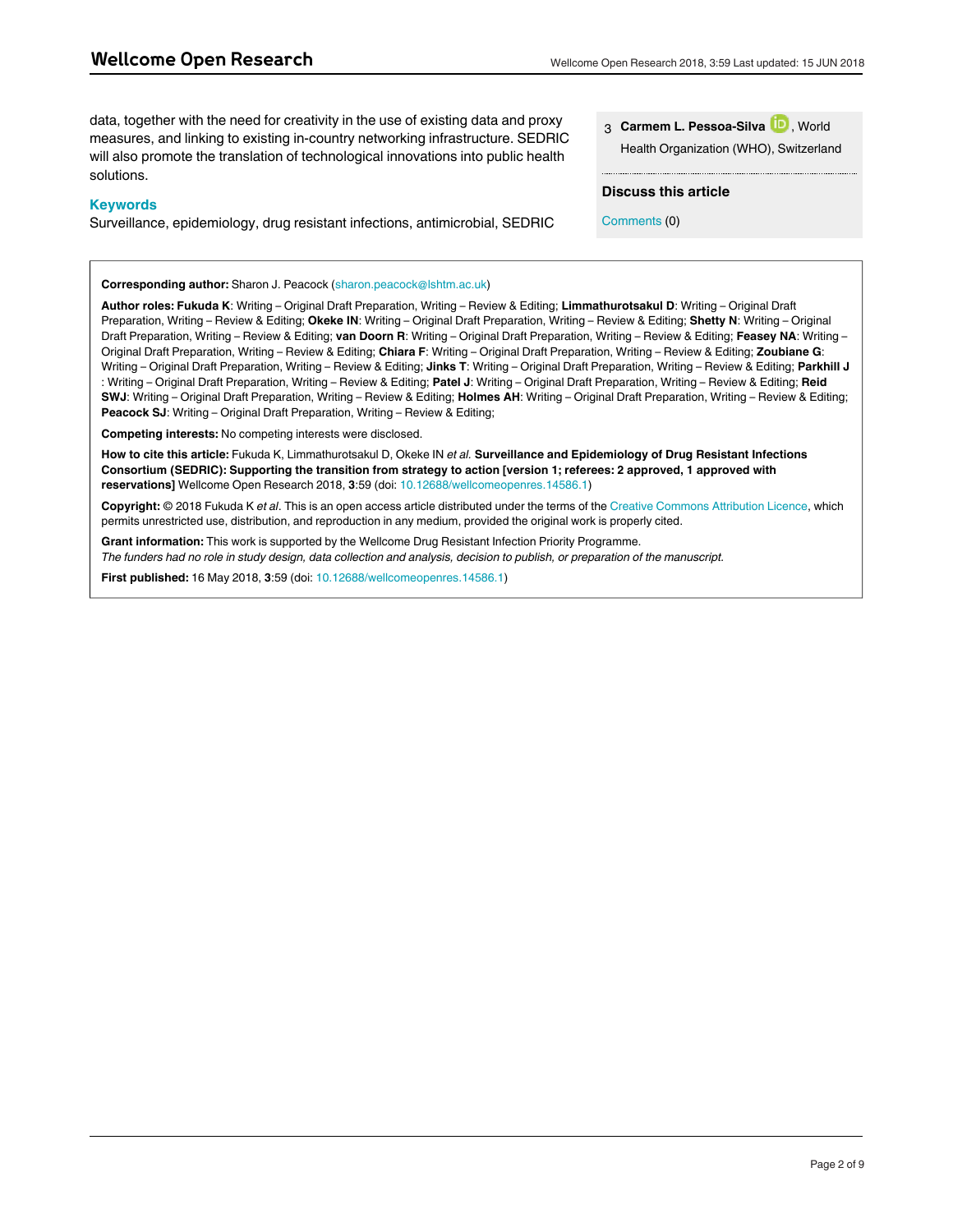data, together with the need for creativity in the use of existing data and proxy measures, and linking to existing in-country networking infrastructure. SEDRIC will also promote the translation of technological innovations into public health solutions.

### Keywords

Surveillance, epidemiology, drug resistant infections, antimicrobial, SEDRIC

3 **Carmem L. Pessoa-Silva**, World Health Organization (WHO), Switzerland

**Discuss this article**

Comments (0)

---

**Corresponding author:** Sharon J. Peacock (sharon.peacock@lshtm.ac.uk)

**Author roles: Fukuda K**: Writing – Original Draft Preparation, Writing – Review & Editing; **Limmathurotsakul D**: Writing – Original Draft Preparation, Writing – Review & Editing; **Okeke IN**: Writing – Original Draft Preparation, Writing – Review & Editing; **Shetty N**: Writing – Original Draft Preparation, Writing – Review & Editing; **van Doorn R**: Writing – Original Draft Preparation, Writing – Review & Editing; **Feasey NA**: Writing – Original Draft Preparation, Writing – Review & Editing; **Chiara F**: Writing – Original Draft Preparation, Writing – Review & Editing; **Zoubiane G**: Writing – Original Draft Preparation, Writing – Review & Editing; **Jinks T**: Writing – Original Draft Preparation, Writing – Review & Editing; **Parkhill J** : Writing – Original Draft Preparation, Writing – Review & Editing; **Patel J**: Writing – Original Draft Preparation, Writing – Review & Editing; **Reid SWJ**: Writing – Original Draft Preparation, Writing – Review & Editing; **Holmes AH**: Writing – Original Draft Preparation, Writing – Review & Editing; **Peacock SJ**: Writing – Original Draft Preparation, Writing – Review & Editing;

**Competing interests:** No competing interests were disclosed.

**How to cite this article:** Fukuda K, Limmathurotsakul D, Okeke IN *et al.* **Surveillance and Epidemiology of Drug Resistant Infections Consortium (SEDRIC): Supporting the transition from strategy to action [version 1; referees: 2 approved, 1 approved with reservations]** Wellcome Open Research 2018, **3**:59 (doi: 10.12688/wellcomeopenres.14586.1)

**Copyright:** © 2018 Fukuda K *et al*. This is an open access article distributed under the terms of the Creative Commons Attribution Licence, which permits unrestricted use, distribution, and reproduction in any medium, provided the original work is properly cited.

**Grant information:** This work is supported by the Wellcome Drug Resistant Infection Priority Programme.
*The funders had no role in study design, data collection and analysis, decision to publish, or preparation of the manuscript.*

**First published:** 16 May 2018, **3**:59 (doi: 10.12688/wellcomeopenres.14586.1)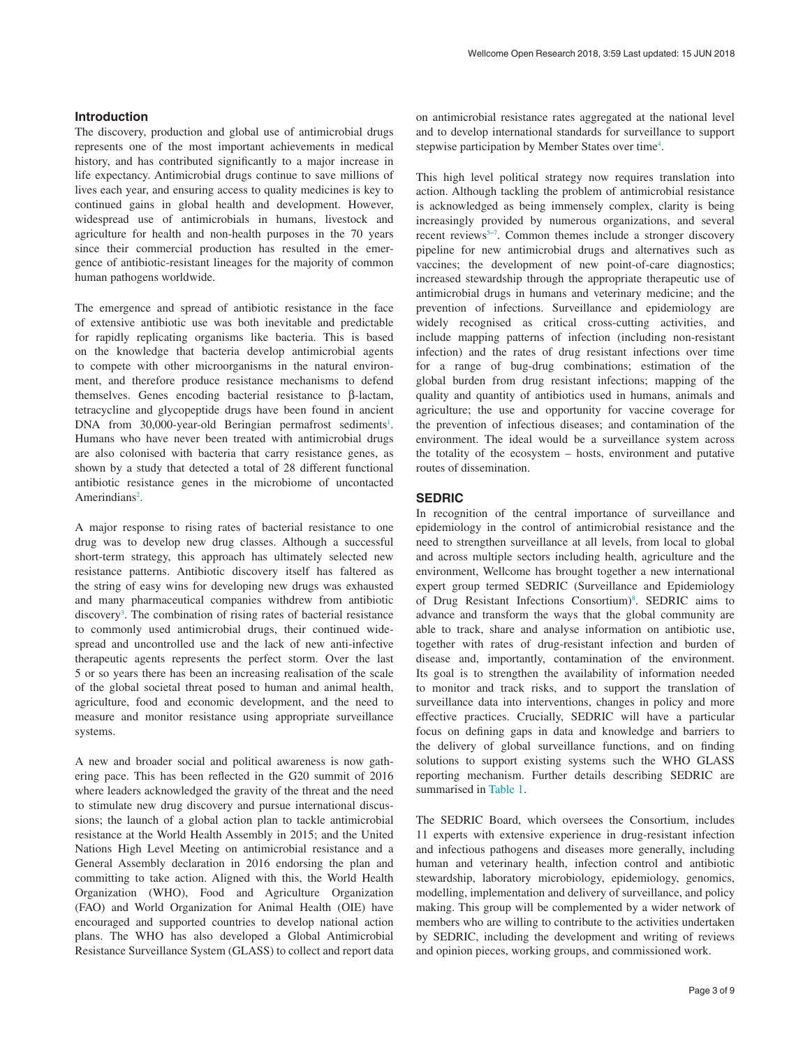## Introduction

The discovery, production and global use of antimicrobial drugs represents one of the most important achievements in medical history, and has contributed significantly to a major increase in life expectancy. Antimicrobial drugs continue to save millions of lives each year, and ensuring access to quality medicines is key to continued gains in global health and development. However, widespread use of antimicrobials in humans, livestock and agriculture for health and non-health purposes in the 70 years since their commercial production has resulted in the emergence of antibiotic-resistant lineages for the majority of common human pathogens worldwide.

The emergence and spread of antibiotic resistance in the face of extensive antibiotic use was both inevitable and predictable for rapidly replicating organisms like bacteria. This is based on the knowledge that bacteria develop antimicrobial agents to compete with other microorganisms in the natural environment, and therefore produce resistance mechanisms to defend themselves. Genes encoding bacterial resistance to β-lactam, tetracycline and glycopeptide drugs have been found in ancient DNA from 30,000-year-old Beringian permafrost sediments[1]. Humans who have never been treated with antimicrobial drugs are also colonised with bacteria that carry resistance genes, as shown by a study that detected a total of 28 different functional antibiotic resistance genes in the microbiome of uncontacted Amerindians[2].

A major response to rising rates of bacterial resistance to one drug was to develop new drug classes. Although a successful short-term strategy, this approach has ultimately selected new resistance patterns. Antibiotic discovery itself has faltered as the string of easy wins for developing new drugs was exhausted and many pharmaceutical companies withdrew from antibiotic discovery[3]. The combination of rising rates of bacterial resistance to commonly used antimicrobial drugs, their continued widespread and uncontrolled use and the lack of new anti-infective therapeutic agents represents the perfect storm. Over the last 5 or so years there has been an increasing realisation of the scale of the global societal threat posed to human and animal health, agriculture, food and economic development, and the need to measure and monitor resistance using appropriate surveillance systems.

A new and broader social and political awareness is now gathering pace. This has been reflected in the G20 summit of 2016 where leaders acknowledged the gravity of the threat and the need to stimulate new drug discovery and pursue international discussions; the launch of a global action plan to tackle antimicrobial resistance at the World Health Assembly in 2015; and the United Nations High Level Meeting on antimicrobial resistance and a General Assembly declaration in 2016 endorsing the plan and committing to take action. Aligned with this, the World Health Organization (WHO), Food and Agriculture Organization (FAO) and World Organization for Animal Health (OIE) have encouraged and supported countries to develop national action plans. The WHO has also developed a Global Antimicrobial Resistance Surveillance System (GLASS) to collect and report data on antimicrobial resistance rates aggregated at the national level and to develop international standards for surveillance to support stepwise participation by Member States over time[4].

This high level political strategy now requires translation into action. Although tackling the problem of antimicrobial resistance is acknowledged as being immensely complex, clarity is being increasingly provided by numerous organizations, and several recent reviews[5–7]. Common themes include a stronger discovery pipeline for new antimicrobial drugs and alternatives such as vaccines; the development of new point-of-care diagnostics; increased stewardship through the appropriate therapeutic use of antimicrobial drugs in humans and veterinary medicine; and the prevention of infections. Surveillance and epidemiology are widely recognised as critical cross-cutting activities, and include mapping patterns of infection (including non-resistant infection) and the rates of drug resistant infections over time for a range of bug-drug combinations; estimation of the global burden from drug resistant infections; mapping of the quality and quantity of antibiotics used in humans, animals and agriculture; the use and opportunity for vaccine coverage for the prevention of infectious diseases; and contamination of the environment. The ideal would be a surveillance system across the totality of the ecosystem – hosts, environment and putative routes of dissemination.

## SEDRIC

In recognition of the central importance of surveillance and epidemiology in the control of antimicrobial resistance and the need to strengthen surveillance at all levels, from local to global and across multiple sectors including health, agriculture and the environment, Wellcome has brought together a new international expert group termed SEDRIC (Surveillance and Epidemiology of Drug Resistant Infections Consortium)[8]. SEDRIC aims to advance and transform the ways that the global community are able to track, share and analyse information on antibiotic use, together with rates of drug-resistant infection and burden of disease and, importantly, contamination of the environment. Its goal is to strengthen the availability of information needed to monitor and track risks, and to support the translation of surveillance data into interventions, changes in policy and more effective practices. Crucially, SEDRIC will have a particular focus on defining gaps in data and knowledge and barriers to the delivery of global surveillance functions, and on finding solutions to support existing systems such the WHO GLASS reporting mechanism. Further details describing SEDRIC are summarised in Table 1.

The SEDRIC Board, which oversees the Consortium, includes 11 experts with extensive experience in drug-resistant infection and infectious pathogens and diseases more generally, including human and veterinary health, infection control and antibiotic stewardship, laboratory microbiology, epidemiology, genomics, modelling, implementation and delivery of surveillance, and policy making. This group will be complemented by a wider network of members who are willing to contribute to the activities undertaken by SEDRIC, including the development and writing of reviews and opinion pieces, working groups, and commissioned work.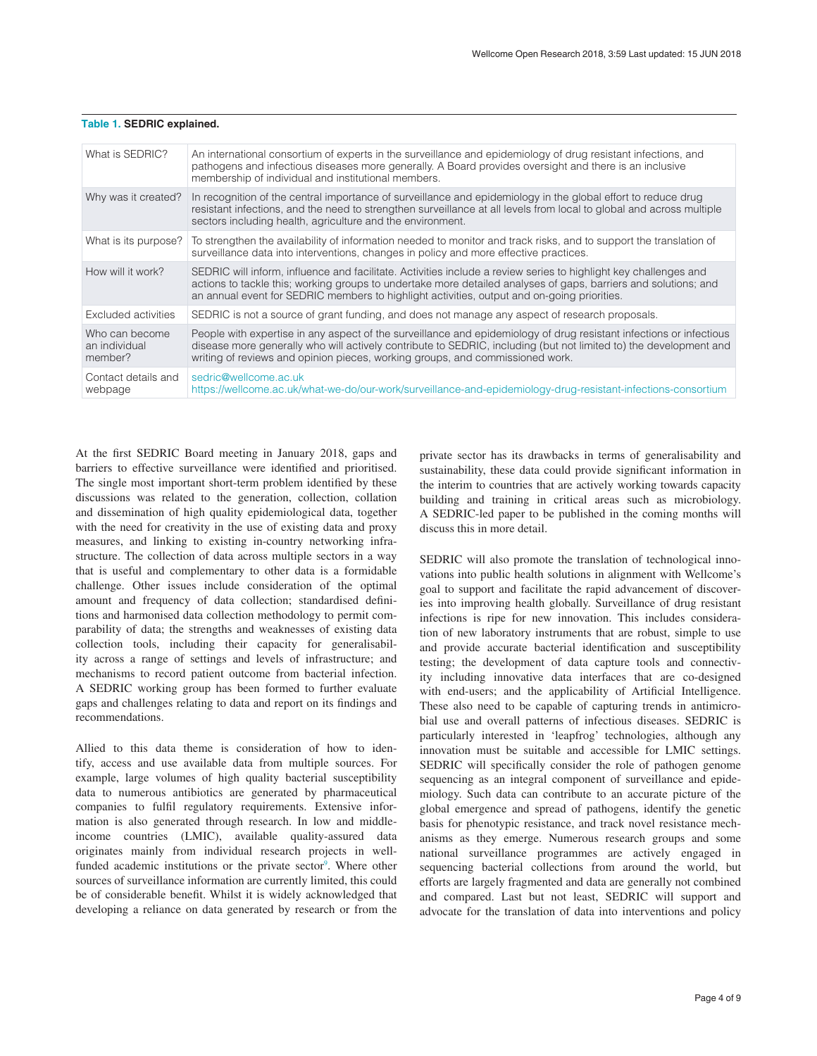**Table 1. SEDRIC explained.**

| | |
|---|---|
| What is SEDRIC? | An international consortium of experts in the surveillance and epidemiology of drug resistant infections, and pathogens and infectious diseases more generally. A Board provides oversight and there is an inclusive membership of individual and institutional members. |
| Why was it created? | In recognition of the central importance of surveillance and epidemiology in the global effort to reduce drug resistant infections, and the need to strengthen surveillance at all levels from local to global and across multiple sectors including health, agriculture and the environment. |
| What is its purpose? | To strengthen the availability of information needed to monitor and track risks, and to support the translation of surveillance data into interventions, changes in policy and more effective practices. |
| How will it work? | SEDRIC will inform, influence and facilitate. Activities include a review series to highlight key challenges and actions to tackle this; working groups to undertake more detailed analyses of gaps, barriers and solutions; and an annual event for SEDRIC members to highlight activities, output and on-going priorities. |
| Excluded activities | SEDRIC is not a source of grant funding, and does not manage any aspect of research proposals. |
| Who can become an individual member? | People with expertise in any aspect of the surveillance and epidemiology of drug resistant infections or infectious disease more generally who will actively contribute to SEDRIC, including (but not limited to) the development and writing of reviews and opinion pieces, working groups, and commissioned work. |
| Contact details and webpage | sedric@wellcome.ac.uk https://wellcome.ac.uk/what-we-do/our-work/surveillance-and-epidemiology-drug-resistant-infections-consortium |

At the first SEDRIC Board meeting in January 2018, gaps and barriers to effective surveillance were identified and prioritised. The single most important short-term problem identified by these discussions was related to the generation, collection, collation and dissemination of high quality epidemiological data, together with the need for creativity in the use of existing data and proxy measures, and linking to existing in-country networking infrastructure. The collection of data across multiple sectors in a way that is useful and complementary to other data is a formidable challenge. Other issues include consideration of the optimal amount and frequency of data collection; standardised definitions and harmonised data collection methodology to permit comparability of data; the strengths and weaknesses of existing data collection tools, including their capacity for generalisability across a range of settings and levels of infrastructure; and mechanisms to record patient outcome from bacterial infection. A SEDRIC working group has been formed to further evaluate gaps and challenges relating to data and report on its findings and recommendations.

Allied to this data theme is consideration of how to identify, access and use available data from multiple sources. For example, large volumes of high quality bacterial susceptibility data to numerous antibiotics are generated by pharmaceutical companies to fulfil regulatory requirements. Extensive information is also generated through research. In low and middle-income countries (LMIC), available quality-assured data originates mainly from individual research projects in well-funded academic institutions or the private sector[9]. Where other sources of surveillance information are currently limited, this could be of considerable benefit. Whilst it is widely acknowledged that developing a reliance on data generated by research or from the private sector has its drawbacks in terms of generalisability and sustainability, these data could provide significant information in the interim to countries that are actively working towards capacity building and training in critical areas such as microbiology. A SEDRIC-led paper to be published in the coming months will discuss this in more detail.

SEDRIC will also promote the translation of technological innovations into public health solutions in alignment with Wellcome's goal to support and facilitate the rapid advancement of discoveries into improving health globally. Surveillance of drug resistant infections is ripe for new innovation. This includes consideration of new laboratory instruments that are robust, simple to use and provide accurate bacterial identification and susceptibility testing; the development of data capture tools and connectivity including innovative data interfaces that are co-designed with end-users; and the applicability of Artificial Intelligence. These also need to be capable of capturing trends in antimicrobial use and overall patterns of infectious diseases. SEDRIC is particularly interested in 'leapfrog' technologies, although any innovation must be suitable and accessible for LMIC settings. SEDRIC will specifically consider the role of pathogen genome sequencing as an integral component of surveillance and epidemiology. Such data can contribute to an accurate picture of the global emergence and spread of pathogens, identify the genetic basis for phenotypic resistance, and track novel resistance mechanisms as they emerge. Numerous research groups and some national surveillance programmes are actively engaged in sequencing bacterial collections from around the world, but efforts are largely fragmented and data are generally not combined and compared. Last but not least, SEDRIC will support and advocate for the translation of data into interventions and policy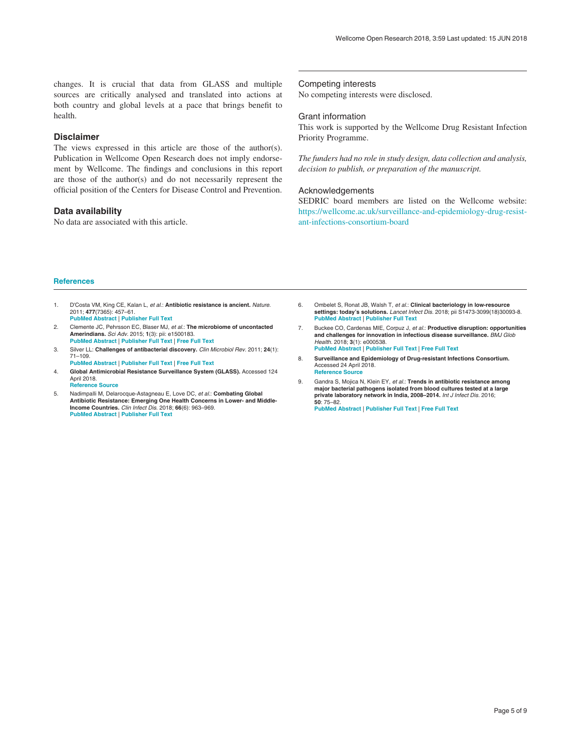changes. It is crucial that data from GLASS and multiple sources are critically analysed and translated into actions at both country and global levels at a pace that brings benefit to health.

## Disclaimer

The views expressed in this article are those of the author(s). Publication in Wellcome Open Research does not imply endorsement by Wellcome. The findings and conclusions in this report are those of the author(s) and do not necessarily represent the official position of the Centers for Disease Control and Prevention.

## Data availability

No data are associated with this article.

## Competing interests

No competing interests were disclosed.

## Grant information

This work is supported by the Wellcome Drug Resistant Infection Priority Programme.

*The funders had no role in study design, data collection and analysis, decision to publish, or preparation of the manuscript.*

## Acknowledgements

SEDRIC board members are listed on the Wellcome website: https://wellcome.ac.uk/surveillance-and-epidemiology-drug-resistant-infections-consortium-board

## References

1. D'Costa VM, King CE, Kalan L, *et al.*: **Antibiotic resistance is ancient.** *Nature.* 2011; **477**(7365): 457–61.
   PubMed Abstract | Publisher Full Text
2. Clemente JC, Pehrsson EC, Blaser MJ, *et al.*: **The microbiome of uncontacted Amerindians.** *Sci Adv.* 2015; **1**(3): pii: e1500183.
   PubMed Abstract | Publisher Full Text | Free Full Text
3. Silver LL: **Challenges of antibacterial discovery.** *Clin Microbiol Rev.* 2011; **24**(1): 71–109.
   PubMed Abstract | Publisher Full Text | Free Full Text
4. **Global Antimicrobial Resistance Surveillance System (GLASS).** Accessed 124 April 2018.
   Reference Source
5. Nadimpalli M, Delarocque-Astagneau E, Love DC, *et al.*: **Combating Global Antibiotic Resistance: Emerging One Health Concerns in Lower- and Middle-Income Countries.** *Clin Infect Dis.* 2018; **66**(6): 963–969.
   PubMed Abstract | Publisher Full Text
6. Ombelet S, Ronat JB, Walsh T, *et al.*: **Clinical bacteriology in low-resource settings: today's solutions.** *Lancet Infect Dis.* 2018; pii S1473-3099(18)30093-8.
   PubMed Abstract | Publisher Full Text
7. Buckee CO, Cardenas MIE, Corpuz J, *et al.*: **Productive disruption: opportunities and challenges for innovation in infectious disease surveillance.** *BMJ Glob Health.* 2018; **3**(1): e000538.
   PubMed Abstract | Publisher Full Text | Free Full Text
8. **Surveillance and Epidemiology of Drug-resistant Infections Consortium.** Accessed 24 April 2018.
   Reference Source
9. Gandra S, Mojica N, Klein EY, *et al.*: **Trends in antibiotic resistance among major bacterial pathogens isolated from blood cultures tested at a large private laboratory network in India, 2008–2014.** *Int J Infect Dis.* 2016; **50**: 75–82.
   PubMed Abstract | Publisher Full Text | Free Full Text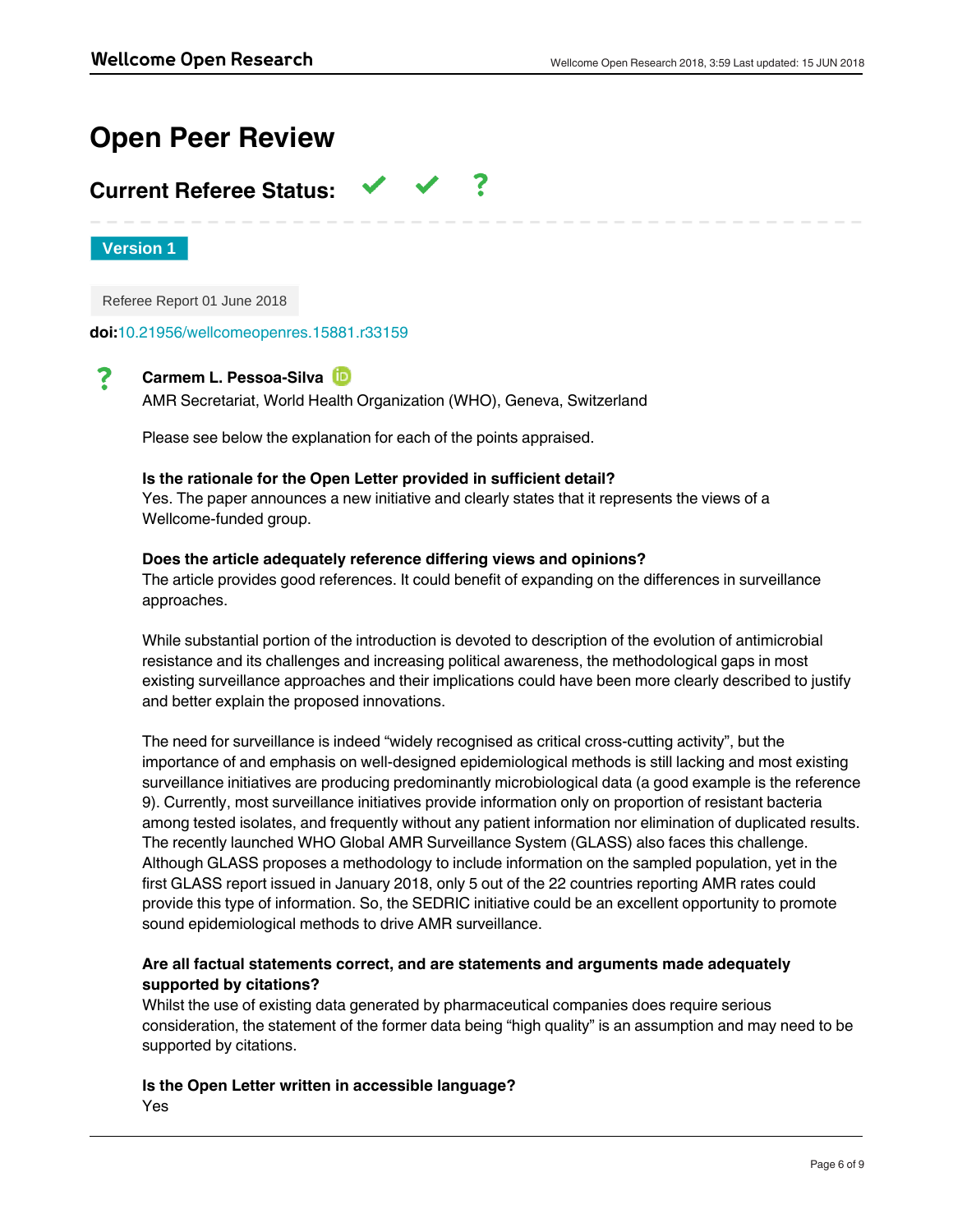# Open Peer Review

## Current Referee Status: ✔ ✔ ?

**Version 1**

Referee Report 01 June 2018

**doi:**10.21956/wellcomeopenres.15881.r33159

? **Carmem L. Pessoa-Silva**

AMR Secretariat, World Health Organization (WHO), Geneva, Switzerland

Please see below the explanation for each of the points appraised.

**Is the rationale for the Open Letter provided in sufficient detail?**
Yes. The paper announces a new initiative and clearly states that it represents the views of a Wellcome-funded group.

**Does the article adequately reference differing views and opinions?**
The article provides good references. It could benefit of expanding on the differences in surveillance approaches.

While substantial portion of the introduction is devoted to description of the evolution of antimicrobial resistance and its challenges and increasing political awareness, the methodological gaps in most existing surveillance approaches and their implications could have been more clearly described to justify and better explain the proposed innovations.

The need for surveillance is indeed "widely recognised as critical cross-cutting activity", but the importance of and emphasis on well-designed epidemiological methods is still lacking and most existing surveillance initiatives are producing predominantly microbiological data (a good example is the reference 9). Currently, most surveillance initiatives provide information only on proportion of resistant bacteria among tested isolates, and frequently without any patient information nor elimination of duplicated results. The recently launched WHO Global AMR Surveillance System (GLASS) also faces this challenge. Although GLASS proposes a methodology to include information on the sampled population, yet in the first GLASS report issued in January 2018, only 5 out of the 22 countries reporting AMR rates could provide this type of information. So, the SEDRIC initiative could be an excellent opportunity to promote sound epidemiological methods to drive AMR surveillance.

**Are all factual statements correct, and are statements and arguments made adequately supported by citations?**
Whilst the use of existing data generated by pharmaceutical companies does require serious consideration, the statement of the former data being "high quality" is an assumption and may need to be supported by citations.

**Is the Open Letter written in accessible language?**
Yes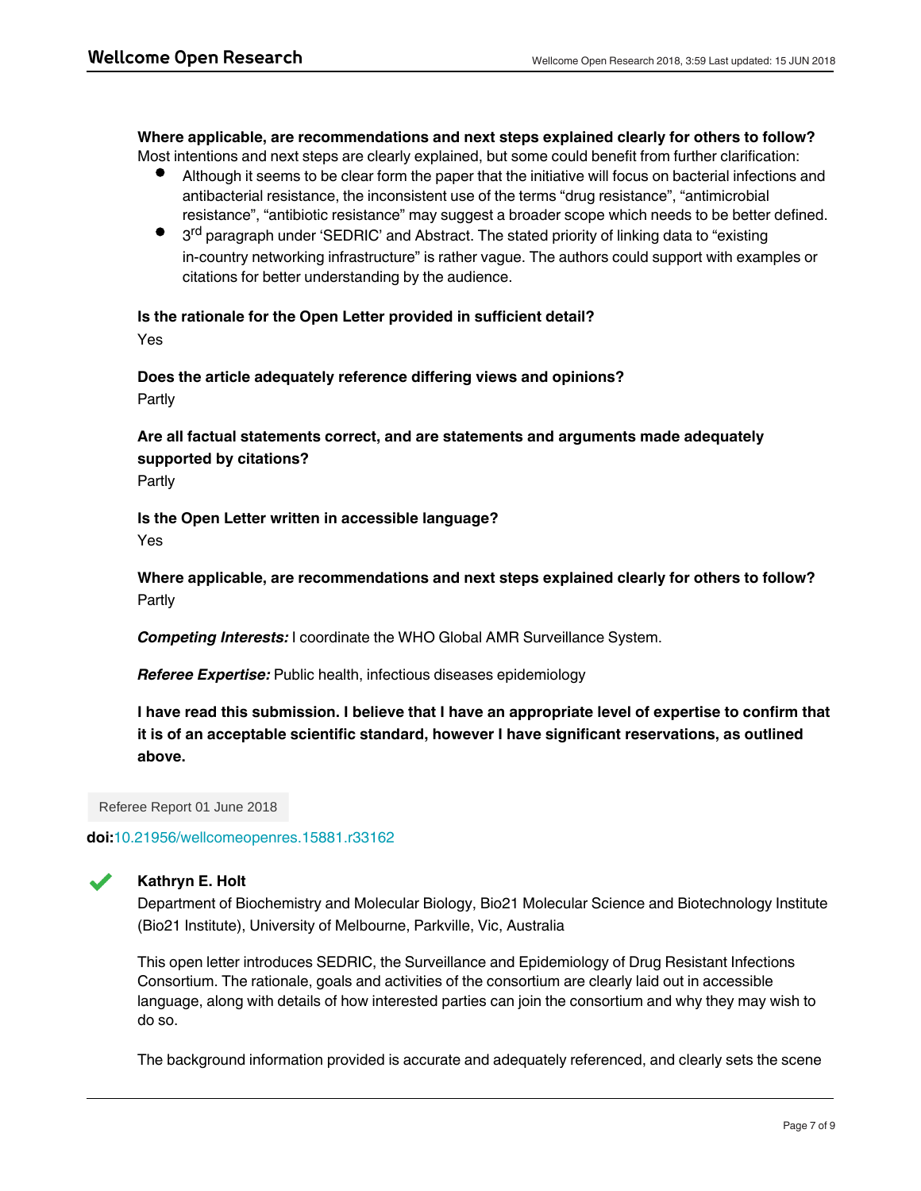**Where applicable, are recommendations and next steps explained clearly for others to follow?**

Most intentions and next steps are clearly explained, but some could benefit from further clarification:

- Although it seems to be clear form the paper that the initiative will focus on bacterial infections and antibacterial resistance, the inconsistent use of the terms "drug resistance", "antimicrobial resistance", "antibiotic resistance" may suggest a broader scope which needs to be better defined.
- 3rd paragraph under 'SEDRIC' and Abstract. The stated priority of linking data to "existing in-country networking infrastructure" is rather vague. The authors could support with examples or citations for better understanding by the audience.

**Is the rationale for the Open Letter provided in sufficient detail?**

Yes

**Does the article adequately reference differing views and opinions?**

Partly

**Are all factual statements correct, and are statements and arguments made adequately supported by citations?**

Partly

**Is the Open Letter written in accessible language?**

Yes

**Where applicable, are recommendations and next steps explained clearly for others to follow?**

Partly

***Competing Interests:*** I coordinate the WHO Global AMR Surveillance System.

***Referee Expertise:*** Public health, infectious diseases epidemiology

**I have read this submission. I believe that I have an appropriate level of expertise to confirm that it is of an acceptable scientific standard, however I have significant reservations, as outlined above.**

Referee Report 01 June 2018

**doi:**10.21956/wellcomeopenres.15881.r33162

**Kathryn E. Holt**

Department of Biochemistry and Molecular Biology, Bio21 Molecular Science and Biotechnology Institute (Bio21 Institute), University of Melbourne, Parkville, Vic, Australia

This open letter introduces SEDRIC, the Surveillance and Epidemiology of Drug Resistant Infections Consortium. The rationale, goals and activities of the consortium are clearly laid out in accessible language, along with details of how interested parties can join the consortium and why they may wish to do so.

The background information provided is accurate and adequately referenced, and clearly sets the scene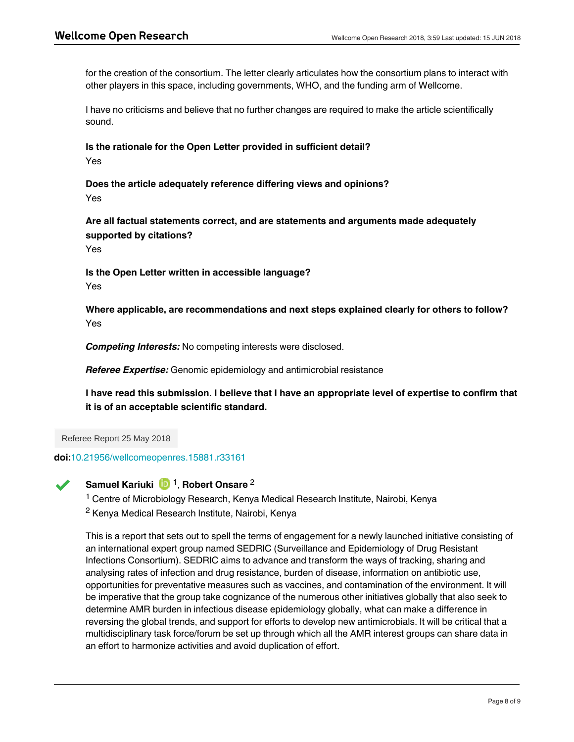for the creation of the consortium. The letter clearly articulates how the consortium plans to interact with other players in this space, including governments, WHO, and the funding arm of Wellcome.

I have no criticisms and believe that no further changes are required to make the article scientifically sound.

**Is the rationale for the Open Letter provided in sufficient detail?**

Yes

**Does the article adequately reference differing views and opinions?**

Yes

**Are all factual statements correct, and are statements and arguments made adequately supported by citations?**

Yes

**Is the Open Letter written in accessible language?**

Yes

**Where applicable, are recommendations and next steps explained clearly for others to follow?**

Yes

***Competing Interests:*** No competing interests were disclosed.

***Referee Expertise:*** Genomic epidemiology and antimicrobial resistance

**I have read this submission. I believe that I have an appropriate level of expertise to confirm that it is of an acceptable scientific standard.**

Referee Report 25 May 2018

**doi:**10.21956/wellcomeopenres.15881.r33161

**Samuel Kariuki** [1], **Robert Onsare** [2]

[1] Centre of Microbiology Research, Kenya Medical Research Institute, Nairobi, Kenya

[2] Kenya Medical Research Institute, Nairobi, Kenya

This is a report that sets out to spell the terms of engagement for a newly launched initiative consisting of an international expert group named SEDRIC (Surveillance and Epidemiology of Drug Resistant Infections Consortium). SEDRIC aims to advance and transform the ways of tracking, sharing and analysing rates of infection and drug resistance, burden of disease, information on antibiotic use, opportunities for preventative measures such as vaccines, and contamination of the environment. It will be imperative that the group take cognizance of the numerous other initiatives globally that also seek to determine AMR burden in infectious disease epidemiology globally, what can make a difference in reversing the global trends, and support for efforts to develop new antimicrobials. It will be critical that a multidisciplinary task force/forum be set up through which all the AMR interest groups can share data in an effort to harmonize activities and avoid duplication of effort.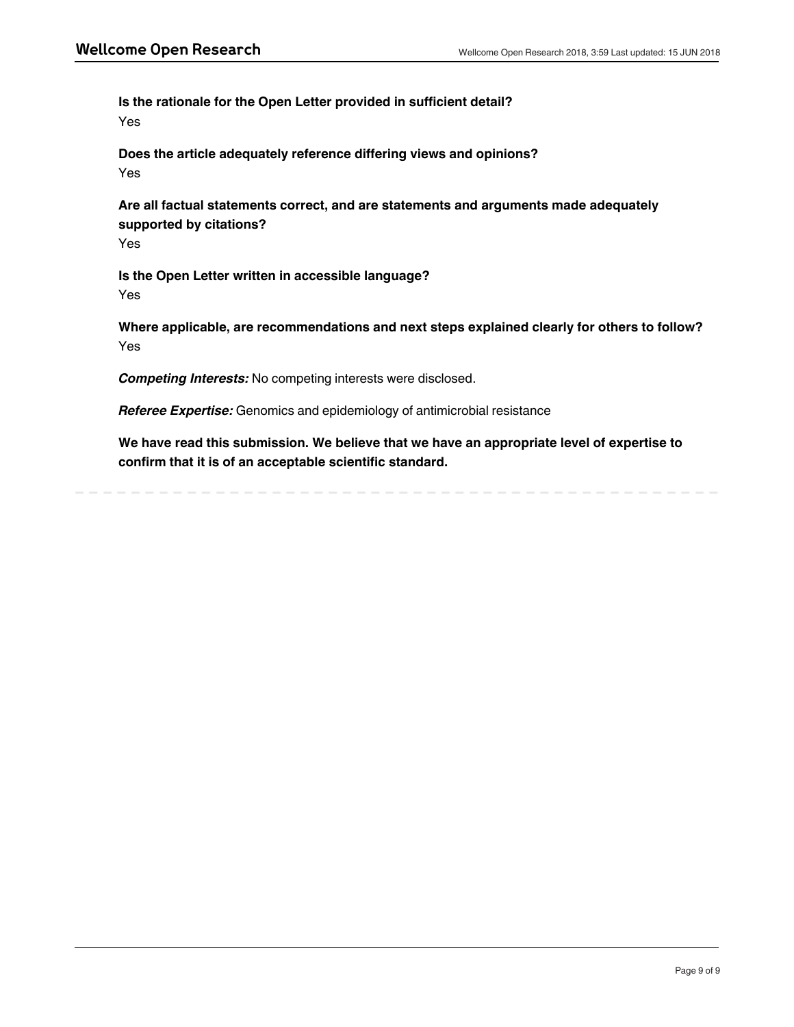**Is the rationale for the Open Letter provided in sufficient detail?**

Yes

**Does the article adequately reference differing views and opinions?**

Yes

**Are all factual statements correct, and are statements and arguments made adequately supported by citations?**

Yes

**Is the Open Letter written in accessible language?**

Yes

**Where applicable, are recommendations and next steps explained clearly for others to follow?**

Yes

***Competing Interests:*** No competing interests were disclosed.

***Referee Expertise:*** Genomics and epidemiology of antimicrobial resistance

**We have read this submission. We believe that we have an appropriate level of expertise to confirm that it is of an acceptable scientific standard.**